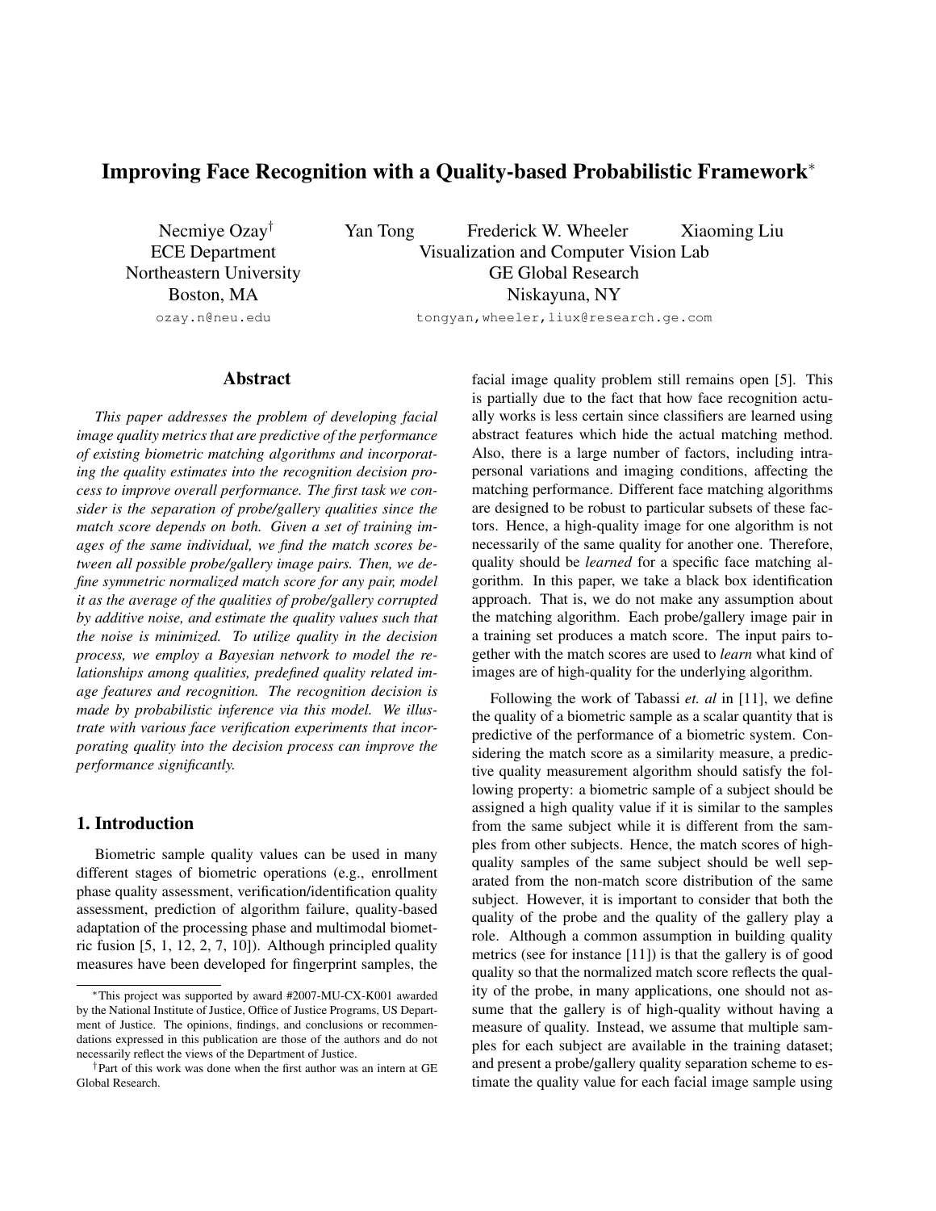# Improving Face Recognition with a Quality-based Probabilistic Framework*

Necmiye Ozay†
ECE Department
Northeastern University
Boston, MA
ozay.n@neu.edu

Yan Tong Frederick W. Wheeler Xiaoming Liu
Visualization and Computer Vision Lab
GE Global Research
Niskayuna, NY
tongyan,wheeler,liux@research.ge.com

## Abstract

*This paper addresses the problem of developing facial image quality metrics that are predictive of the performance of existing biometric matching algorithms and incorporating the quality estimates into the recognition decision process to improve overall performance. The first task we consider is the separation of probe/gallery qualities since the match score depends on both. Given a set of training images of the same individual, we find the match scores between all possible probe/gallery image pairs. Then, we define symmetric normalized match score for any pair, model it as the average of the qualities of probe/gallery corrupted by additive noise, and estimate the quality values such that the noise is minimized. To utilize quality in the decision process, we employ a Bayesian network to model the relationships among qualities, predefined quality related image features and recognition. The recognition decision is made by probabilistic inference via this model. We illustrate with various face verification experiments that incorporating quality into the decision process can improve the performance significantly.*

## 1. Introduction

Biometric sample quality values can be used in many different stages of biometric operations (e.g., enrollment phase quality assessment, verification/identification quality assessment, prediction of algorithm failure, quality-based adaptation of the processing phase and multimodal biometric fusion [5, 1, 12, 2, 7, 10]). Although principled quality measures have been developed for fingerprint samples, the facial image quality problem still remains open [5]. This is partially due to the fact that how face recognition actually works is less certain since classifiers are learned using abstract features which hide the actual matching method. Also, there is a large number of factors, including intra-personal variations and imaging conditions, affecting the matching performance. Different face matching algorithms are designed to be robust to particular subsets of these factors. Hence, a high-quality image for one algorithm is not necessarily of the same quality for another one. Therefore, quality should be *learned* for a specific face matching algorithm. In this paper, we take a black box identification approach. That is, we do not make any assumption about the matching algorithm. Each probe/gallery image pair in a training set produces a match score. The input pairs together with the match scores are used to *learn* what kind of images are of high-quality for the underlying algorithm.

Following the work of Tabassi *et. al* in [11], we define the quality of a biometric sample as a scalar quantity that is predictive of the performance of a biometric system. Considering the match score as a similarity measure, a predictive quality measurement algorithm should satisfy the following property: a biometric sample of a subject should be assigned a high quality value if it is similar to the samples from the same subject while it is different from the samples from other subjects. Hence, the match scores of high-quality samples of the same subject should be well separated from the non-match score distribution of the same subject. However, it is important to consider that both the quality of the probe and the quality of the gallery play a role. Although a common assumption in building quality metrics (see for instance [11]) is that the gallery is of good quality so that the normalized match score reflects the quality of the probe, in many applications, one should not assume that the gallery is of high-quality without having a measure of quality. Instead, we assume that multiple samples for each subject are available in the training dataset; and present a probe/gallery quality separation scheme to estimate the quality value for each facial image sample using

*This project was supported by award #2007-MU-CX-K001 awarded by the National Institute of Justice, Office of Justice Programs, US Department of Justice. The opinions, findings, and conclusions or recommendations expressed in this publication are those of the authors and do not necessarily reflect the views of the Department of Justice.

†Part of this work was done when the first author was an intern at GE Global Research.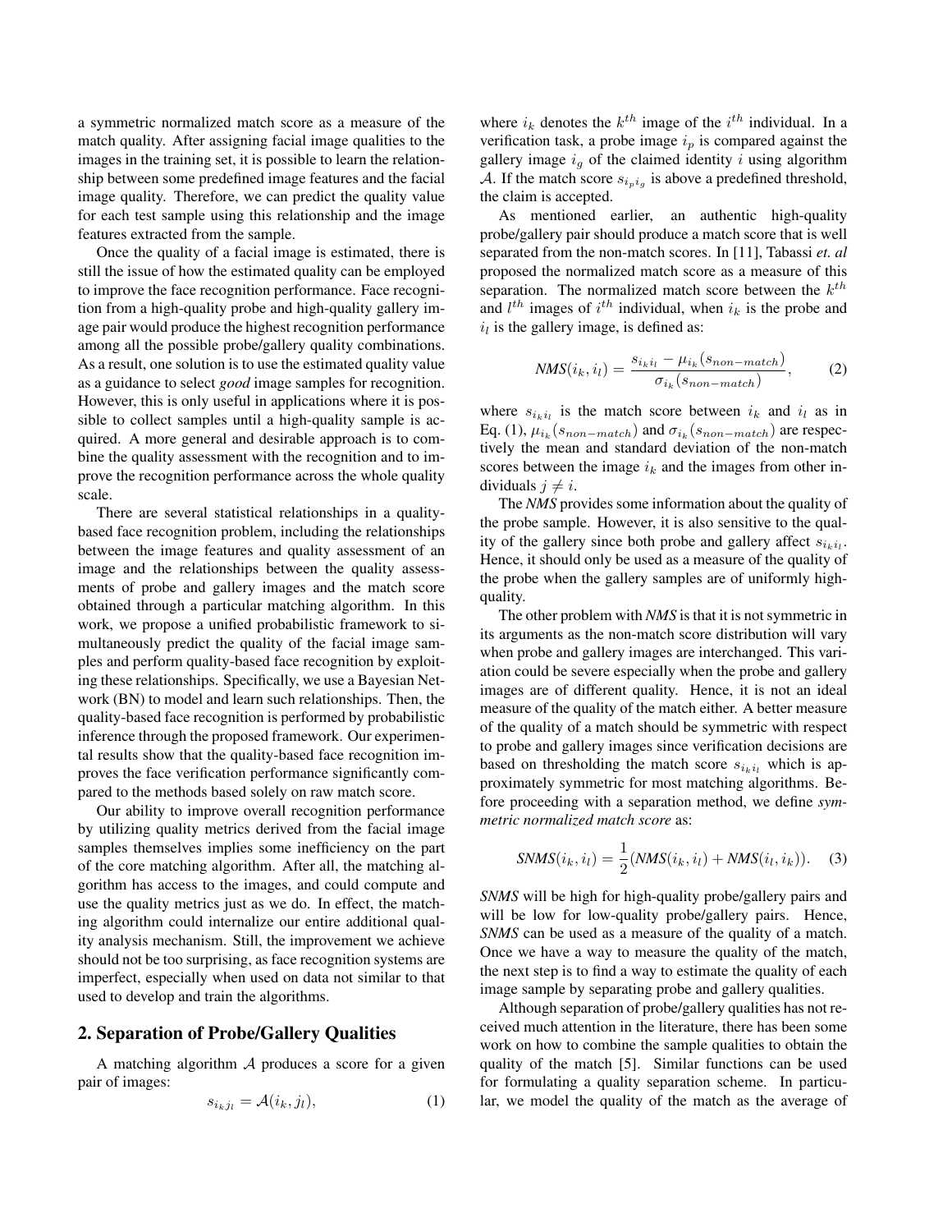a symmetric normalized match score as a measure of the match quality. After assigning facial image qualities to the images in the training set, it is possible to learn the relationship between some predefined image features and the facial image quality. Therefore, we can predict the quality value for each test sample using this relationship and the image features extracted from the sample.

Once the quality of a facial image is estimated, there is still the issue of how the estimated quality can be employed to improve the face recognition performance. Face recognition from a high-quality probe and high-quality gallery image pair would produce the highest recognition performance among all the possible probe/gallery quality combinations. As a result, one solution is to use the estimated quality value as a guidance to select *good* image samples for recognition. However, this is only useful in applications where it is possible to collect samples until a high-quality sample is acquired. A more general and desirable approach is to combine the quality assessment with the recognition and to improve the recognition performance across the whole quality scale.

There are several statistical relationships in a quality-based face recognition problem, including the relationships between the image features and quality assessment of an image and the relationships between the quality assessments of probe and gallery images and the match score obtained through a particular matching algorithm. In this work, we propose a unified probabilistic framework to simultaneously predict the quality of the facial image samples and perform quality-based face recognition by exploiting these relationships. Specifically, we use a Bayesian Network (BN) to model and learn such relationships. Then, the quality-based face recognition is performed by probabilistic inference through the proposed framework. Our experimental results show that the quality-based face recognition improves the face verification performance significantly compared to the methods based solely on raw match score.

Our ability to improve overall recognition performance by utilizing quality metrics derived from the facial image samples themselves implies some inefficiency on the part of the core matching algorithm. After all, the matching algorithm has access to the images, and could compute and use the quality metrics just as we do. In effect, the matching algorithm could internalize our entire additional quality analysis mechanism. Still, the improvement we achieve should not be too surprising, as face recognition systems are imperfect, especially when used on data not similar to that used to develop and train the algorithms.

## 2. Separation of Probe/Gallery Qualities

A matching algorithm $\mathcal{A}$ produces a score for a given pair of images:

$$s_{i_k j_l} = \mathcal{A}(i_k, j_l), \tag{1}$$

where $i_k$ denotes the $k^{th}$ image of the $i^{th}$ individual. In a verification task, a probe image $i_p$ is compared against the gallery image $i_g$ of the claimed identity $i$ using algorithm $\mathcal{A}$. If the match score $s_{i_p i_g}$ is above a predefined threshold, the claim is accepted.

As mentioned earlier, an authentic high-quality probe/gallery pair should produce a match score that is well separated from the non-match scores. In [11], Tabassi *et. al* proposed the normalized match score as a measure of this separation. The normalized match score between the $k^{th}$ and $l^{th}$ images of $i^{th}$ individual, when $i_k$ is the probe and $i_l$ is the gallery image, is defined as:

$$\textit{NMS}(i_k, i_l) = \frac{s_{i_k i_l} - \mu_{i_k}(s_{non-match})}{\sigma_{i_k}(s_{non-match})}, \tag{2}$$

where $s_{i_k i_l}$ is the match score between $i_k$ and $i_l$ as in Eq. (1), $\mu_{i_k}(s_{non-match})$ and $\sigma_{i_k}(s_{non-match})$ are respectively the mean and standard deviation of the non-match scores between the image $i_k$ and the images from other individuals $j \neq i$.

The *NMS* provides some information about the quality of the probe sample. However, it is also sensitive to the quality of the gallery since both probe and gallery affect $s_{i_k i_l}$. Hence, it should only be used as a measure of the quality of the probe when the gallery samples are of uniformly high-quality.

The other problem with *NMS* is that it is not symmetric in its arguments as the non-match score distribution will vary when probe and gallery images are interchanged. This variation could be severe especially when the probe and gallery images are of different quality. Hence, it is not an ideal measure of the quality of the match either. A better measure of the quality of a match should be symmetric with respect to probe and gallery images since verification decisions are based on thresholding the match score $s_{i_k i_l}$ which is approximately symmetric for most matching algorithms. Before proceeding with a separation method, we define *symmetric normalized match score* as:

$$\textit{SNMS}(i_k, i_l) = \frac{1}{2}(\textit{NMS}(i_k, i_l) + \textit{NMS}(i_l, i_k)). \tag{3}$$

*SNMS* will be high for high-quality probe/gallery pairs and will be low for low-quality probe/gallery pairs. Hence, *SNMS* can be used as a measure of the quality of a match. Once we have a way to measure the quality of the match, the next step is to find a way to estimate the quality of each image sample by separating probe and gallery qualities.

Although separation of probe/gallery qualities has not received much attention in the literature, there has been some work on how to combine the sample qualities to obtain the quality of the match [5]. Similar functions can be used for formulating a quality separation scheme. In particular, we model the quality of the match as the average of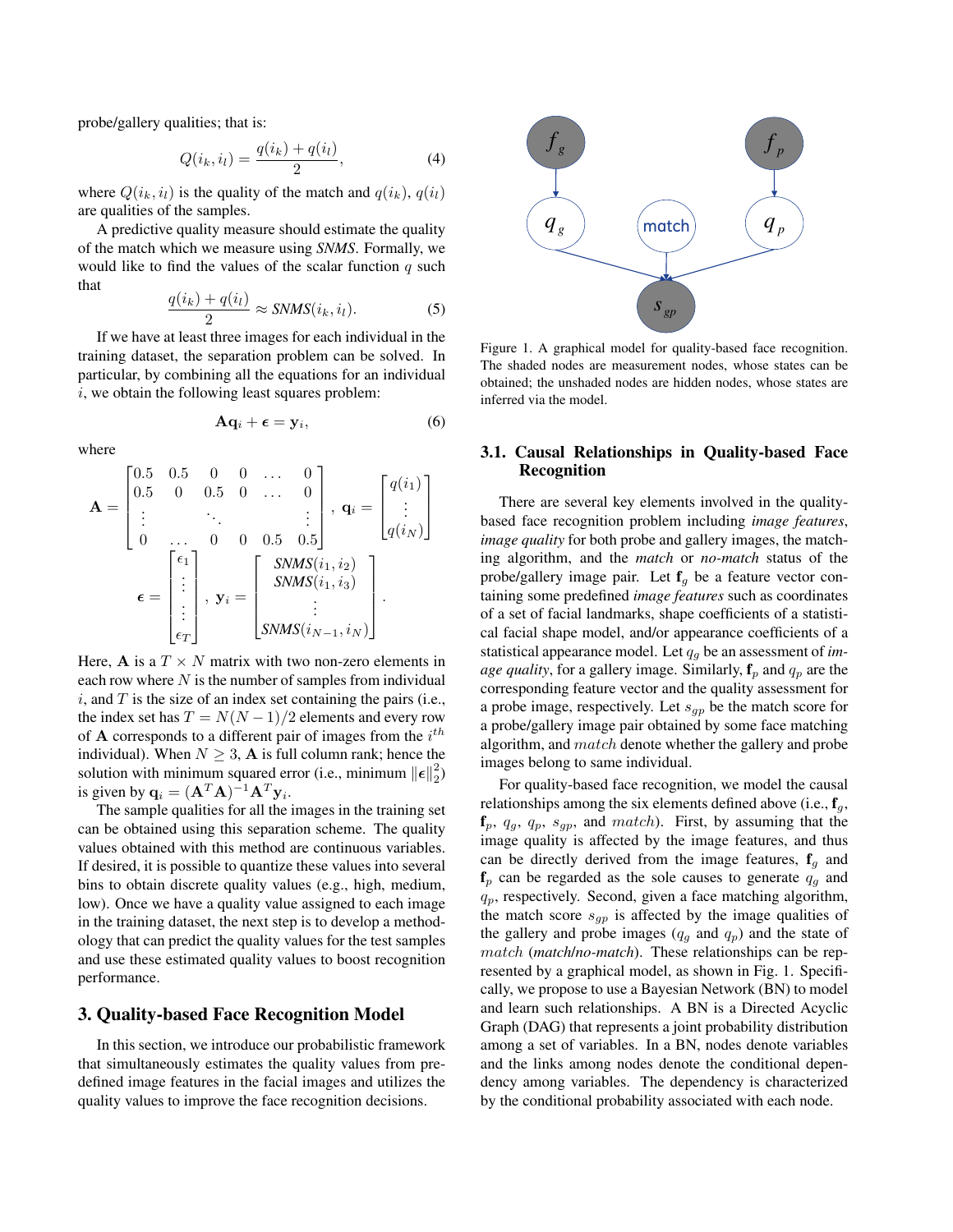probe/gallery qualities; that is:

$$Q(i_k, i_l) = \frac{q(i_k) + q(i_l)}{2}, \tag{4}$$

where $Q(i_k, i_l)$ is the quality of the match and $q(i_k)$, $q(i_l)$ are qualities of the samples.

A predictive quality measure should estimate the quality of the match which we measure using *SNMS*. Formally, we would like to find the values of the scalar function $q$ such that

$$\frac{q(i_k) + q(i_l)}{2} \approx \mathit{SNMS}(i_k, i_l). \tag{5}$$

If we have at least three images for each individual in the training dataset, the separation problem can be solved. In particular, by combining all the equations for an individual $i$, we obtain the following least squares problem:

$$\mathbf{A}\mathbf{q}_i + \boldsymbol{\epsilon} = \mathbf{y}_i, \tag{6}$$

where

$$\mathbf{A} = \begin{bmatrix} 0.5 & 0.5 & 0 & 0 & \dots & 0 \\ 0.5 & 0 & 0.5 & 0 & \dots & 0 \\ \vdots & & \ddots & & & \vdots \\ 0 & \dots & 0 & 0 & 0.5 & 0.5 \end{bmatrix}, \ \mathbf{q}_i = \begin{bmatrix} q(i_1) \\ \vdots \\ q(i_N) \end{bmatrix}$$

$$\boldsymbol{\epsilon} = \begin{bmatrix} \epsilon_1 \\ \vdots \\ \vdots \\ \epsilon_T \end{bmatrix}, \ \mathbf{y}_i = \begin{bmatrix} \mathit{SNMS}(i_1, i_2) \\ \mathit{SNMS}(i_1, i_3) \\ \vdots \\ \mathit{SNMS}(i_{N-1}, i_N) \end{bmatrix}.$$

Here, $\mathbf{A}$ is a $T \times N$ matrix with two non-zero elements in each row where $N$ is the number of samples from individual $i$, and $T$ is the size of an index set containing the pairs (i.e., the index set has $T = N(N-1)/2$ elements and every row of $\mathbf{A}$ corresponds to a different pair of images from the $i^{th}$ individual). When $N \geq 3$, $\mathbf{A}$ is full column rank; hence the solution with minimum squared error (i.e., minimum $\|\boldsymbol{\epsilon}\|_2^2$) is given by $\mathbf{q}_i = (\mathbf{A}^T\mathbf{A})^{-1}\mathbf{A}^T\mathbf{y}_i$.

The sample qualities for all the images in the training set can be obtained using this separation scheme. The quality values obtained with this method are continuous variables. If desired, it is possible to quantize these values into several bins to obtain discrete quality values (e.g., high, medium, low). Once we have a quality value assigned to each image in the training dataset, the next step is to develop a methodology that can predict the quality values for the test samples and use these estimated quality values to boost recognition performance.

## 3. Quality-based Face Recognition Model

In this section, we introduce our probabilistic framework that simultaneously estimates the quality values from predefined image features in the facial images and utilizes the quality values to improve the face recognition decisions.

Figure 1. A graphical model for quality-based face recognition. The shaded nodes are measurement nodes, whose states can be obtained; the unshaded nodes are hidden nodes, whose states are inferred via the model.

### 3.1. Causal Relationships in Quality-based Face Recognition

There are several key elements involved in the quality-based face recognition problem including *image features*, *image quality* for both probe and gallery images, the matching algorithm, and the *match* or *no-match* status of the probe/gallery image pair. Let $\mathbf{f}_g$ be a feature vector containing some predefined *image features* such as coordinates of a set of facial landmarks, shape coefficients of a statistical facial shape model, and/or appearance coefficients of a statistical appearance model. Let $q_g$ be an assessment of *image quality*, for a gallery image. Similarly, $\mathbf{f}_p$ and $q_p$ are the corresponding feature vector and the quality assessment for a probe image, respectively. Let $s_{gp}$ be the match score for a probe/gallery image pair obtained by some face matching algorithm, and $match$ denote whether the gallery and probe images belong to same individual.

For quality-based face recognition, we model the causal relationships among the six elements defined above (i.e., $\mathbf{f}_g$, $\mathbf{f}_p$, $q_g$, $q_p$, $s_{gp}$, and $match$). First, by assuming that the image quality is affected by the image features, and thus can be directly derived from the image features, $\mathbf{f}_g$ and $\mathbf{f}_p$ can be regarded as the sole causes to generate $q_g$ and $q_p$, respectively. Second, given a face matching algorithm, the match score $s_{gp}$ is affected by the image qualities of the gallery and probe images ($q_g$ and $q_p$) and the state of $match$ (*match*/*no-match*). These relationships can be represented by a graphical model, as shown in Fig. 1. Specifically, we propose to use a Bayesian Network (BN) to model and learn such relationships. A BN is a Directed Acyclic Graph (DAG) that represents a joint probability distribution among a set of variables. In a BN, nodes denote variables and the links among nodes denote the conditional dependency among variables. The dependency is characterized by the conditional probability associated with each node.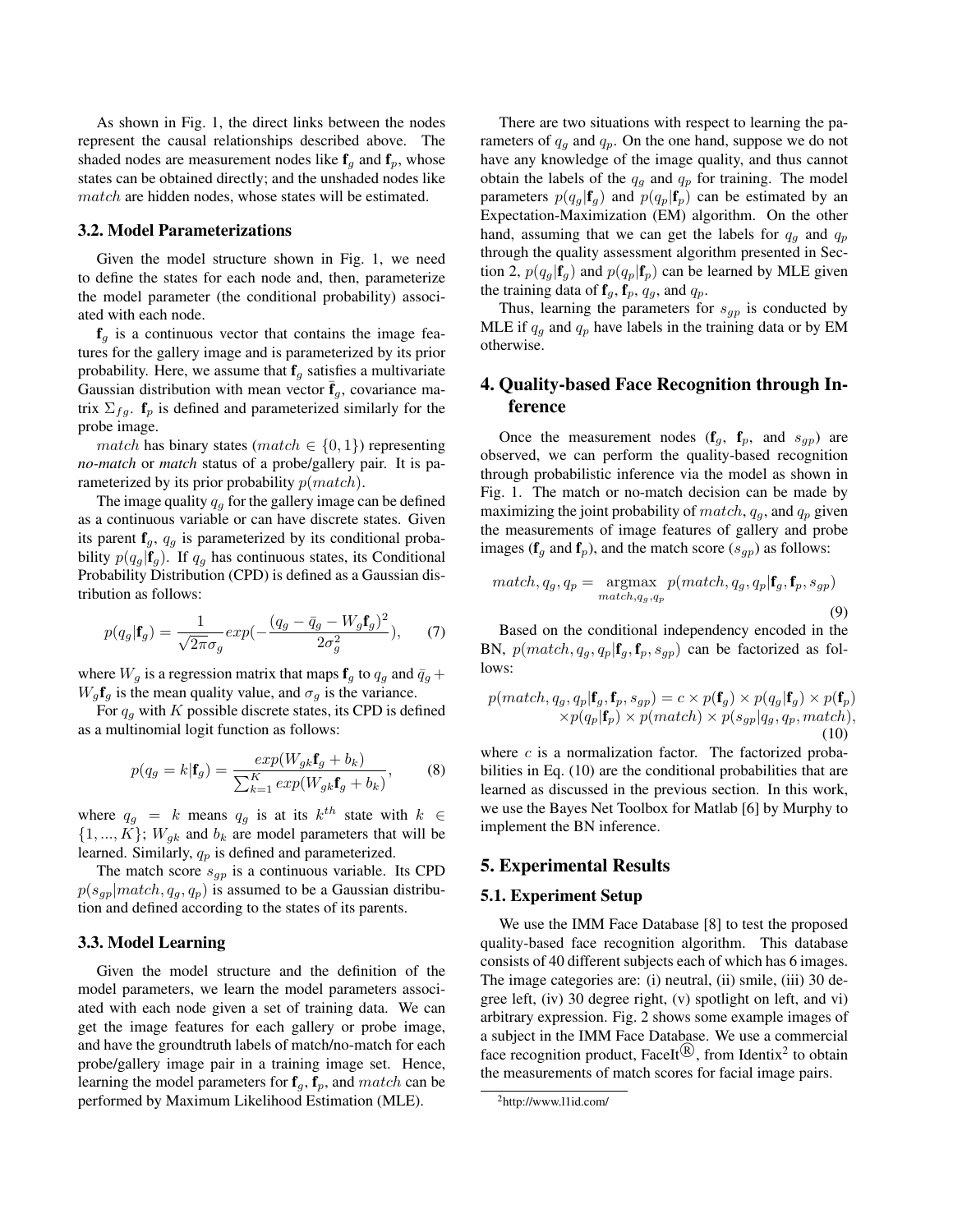As shown in Fig. 1, the direct links between the nodes represent the causal relationships described above. The shaded nodes are measurement nodes like $\mathbf{f}_g$ and $\mathbf{f}_p$, whose states can be obtained directly; and the unshaded nodes like $match$ are hidden nodes, whose states will be estimated.

### 3.2. Model Parameterizations

Given the model structure shown in Fig. 1, we need to define the states for each node and, then, parameterize the model parameter (the conditional probability) associated with each node.

$\mathbf{f}_g$ is a continuous vector that contains the image features for the gallery image and is parameterized by its prior probability. Here, we assume that $\mathbf{f}_g$ satisfies a multivariate Gaussian distribution with mean vector $\bar{\mathbf{f}}_g$, covariance matrix $\Sigma_{fg}$. $\mathbf{f}_p$ is defined and parameterized similarly for the probe image.

$match$ has binary states ($match \in \{0, 1\}$) representing *no-match* or *match* status of a probe/gallery pair. It is parameterized by its prior probability $p(match)$.

The image quality $q_g$ for the gallery image can be defined as a continuous variable or can have discrete states. Given its parent $\mathbf{f}_g$, $q_g$ is parameterized by its conditional probability $p(q_g|\mathbf{f}_g)$. If $q_g$ has continuous states, its Conditional Probability Distribution (CPD) is defined as a Gaussian distribution as follows:

$$p(q_g|\mathbf{f}_g) = \frac{1}{\sqrt{2\pi}\sigma_g} exp(-\frac{(q_g - \bar{q}_g - W_g\mathbf{f}_g)^2}{2\sigma_g^2}), \qquad (7)$$

where $W_g$ is a regression matrix that maps $\mathbf{f}_g$ to $q_g$ and $\bar{q}_g + W_g\mathbf{f}_g$ is the mean quality value, and $\sigma_g$ is the variance.

For $q_g$ with $K$ possible discrete states, its CPD is defined as a multinomial logit function as follows:

$$p(q_g = k|\mathbf{f}_g) = \frac{exp(W_{gk}\mathbf{f}_g + b_k)}{\sum_{k=1}^{K} exp(W_{gk}\mathbf{f}_g + b_k)}, \qquad (8)$$

where $q_g = k$ means $q_g$ is at its $k^{th}$ state with $k \in \{1, ..., K\}$; $W_{gk}$ and $b_k$ are model parameters that will be learned. Similarly, $q_p$ is defined and parameterized.

The match score $s_{gp}$ is a continuous variable. Its CPD $p(s_{gp}|match, q_g, q_p)$ is assumed to be a Gaussian distribution and defined according to the states of its parents.

### 3.3. Model Learning

Given the model structure and the definition of the model parameters, we learn the model parameters associated with each node given a set of training data. We can get the image features for each gallery or probe image, and have the groundtruth labels of match/no-match for each probe/gallery image pair in a training image set. Hence, learning the model parameters for $\mathbf{f}_g$, $\mathbf{f}_p$, and $match$ can be performed by Maximum Likelihood Estimation (MLE).

There are two situations with respect to learning the parameters of $q_g$ and $q_p$. On the one hand, suppose we do not have any knowledge of the image quality, and thus cannot obtain the labels of the $q_g$ and $q_p$ for training. The model parameters $p(q_g|\mathbf{f}_g)$ and $p(q_p|\mathbf{f}_p)$ can be estimated by an Expectation-Maximization (EM) algorithm. On the other hand, assuming that we can get the labels for $q_g$ and $q_p$ through the quality assessment algorithm presented in Section 2, $p(q_g|\mathbf{f}_g)$ and $p(q_p|\mathbf{f}_p)$ can be learned by MLE given the training data of $\mathbf{f}_g$, $\mathbf{f}_p$, $q_g$, and $q_p$.

Thus, learning the parameters for $s_{gp}$ is conducted by MLE if $q_g$ and $q_p$ have labels in the training data or by EM otherwise.

## 4. Quality-based Face Recognition through Inference

Once the measurement nodes ($\mathbf{f}_g$, $\mathbf{f}_p$, and $s_{gp}$) are observed, we can perform the quality-based recognition through probabilistic inference via the model as shown in Fig. 1. The match or no-match decision can be made by maximizing the joint probability of $match$, $q_g$, and $q_p$ given the measurements of image features of gallery and probe images ($\mathbf{f}_g$ and $\mathbf{f}_p$), and the match score ($s_{gp}$) as follows:

$$match, q_g, q_p = \underset{match, q_g, q_p}{\operatorname{argmax}} \; p(match, q_g, q_p|\mathbf{f}_g, \mathbf{f}_p, s_{gp}) \qquad (9)$$

Based on the conditional independency encoded in the BN, $p(match, q_g, q_p|\mathbf{f}_g, \mathbf{f}_p, s_{gp})$ can be factorized as follows:

$$p(match, q_g, q_p|\mathbf{f}_g, \mathbf{f}_p, s_{gp}) = c \times p(\mathbf{f}_g) \times p(q_g|\mathbf{f}_g) \times p(\mathbf{f}_p) \times p(q_p|\mathbf{f}_p) \times p(match) \times p(s_{gp}|q_g, q_p, match), \qquad (10)$$

where $c$ is a normalization factor. The factorized probabilities in Eq. (10) are the conditional probabilities that are learned as discussed in the previous section. In this work, we use the Bayes Net Toolbox for Matlab [6] by Murphy to implement the BN inference.

## 5. Experimental Results

### 5.1. Experiment Setup

We use the IMM Face Database [8] to test the proposed quality-based face recognition algorithm. This database consists of 40 different subjects each of which has 6 images. The image categories are: (i) neutral, (ii) smile, (iii) 30 degree left, (iv) 30 degree right, (v) spotlight on left, and vi) arbitrary expression. Fig. 2 shows some example images of a subject in the IMM Face Database. We use a commercial face recognition product, FaceIt®, from Identix[2] to obtain the measurements of match scores for facial image pairs.

[2] http://www.l1id.com/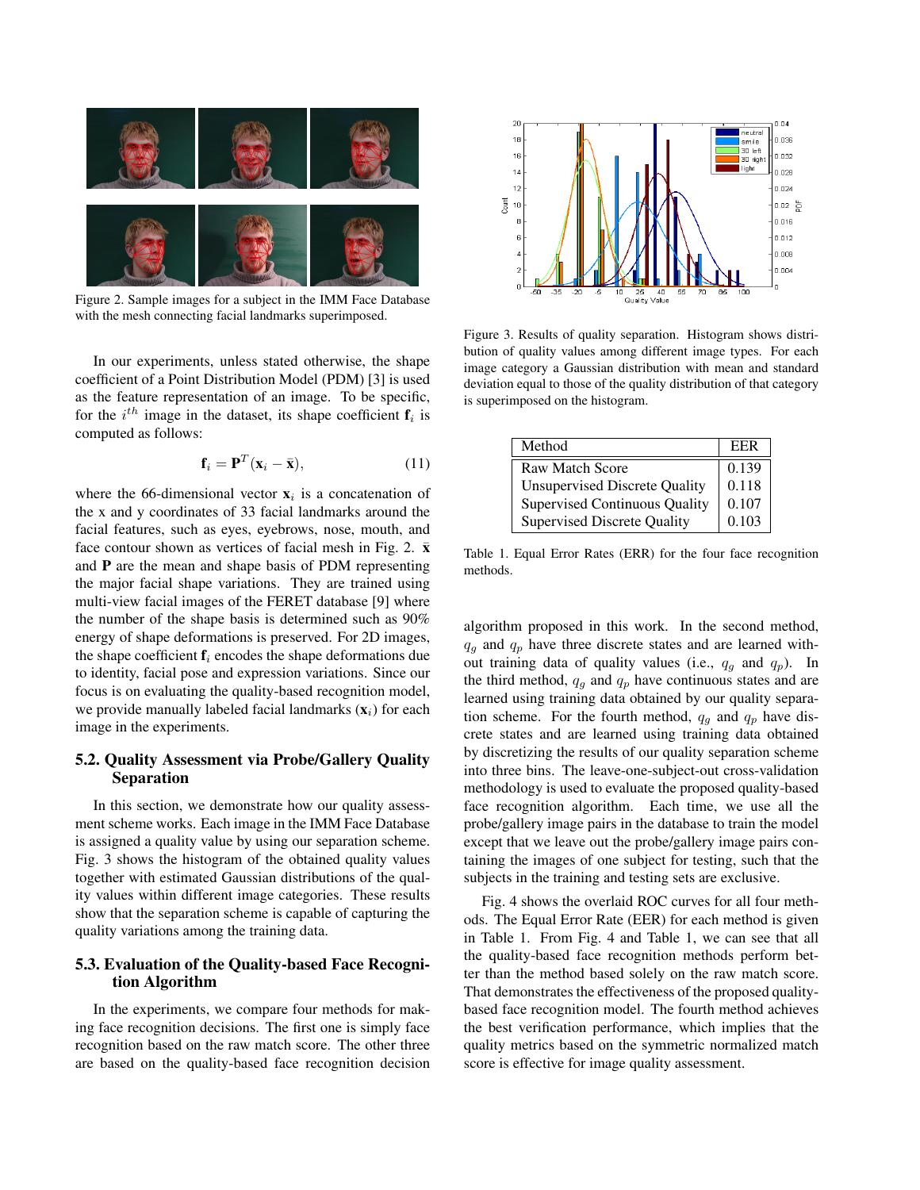Figure 2. Sample images for a subject in the IMM Face Database with the mesh connecting facial landmarks superimposed.

In our experiments, unless stated otherwise, the shape coefficient of a Point Distribution Model (PDM) [3] is used as the feature representation of an image. To be specific, for the $i^{th}$ image in the dataset, its shape coefficient $\mathbf{f}_i$ is computed as follows:

$$\mathbf{f}_i = \mathbf{P}^T(\mathbf{x}_i - \bar{\mathbf{x}}), \tag{11}$$

where the 66-dimensional vector $\mathbf{x}_i$ is a concatenation of the x and y coordinates of 33 facial landmarks around the facial features, such as eyes, eyebrows, nose, mouth, and face contour shown as vertices of facial mesh in Fig. 2. $\bar{\mathbf{x}}$ and $\mathbf{P}$ are the mean and shape basis of PDM representing the major facial shape variations. They are trained using multi-view facial images of the FERET database [9] where the number of the shape basis is determined such as 90% energy of shape deformations is preserved. For 2D images, the shape coefficient $\mathbf{f}_i$ encodes the shape deformations due to identity, facial pose and expression variations. Since our focus is on evaluating the quality-based recognition model, we provide manually labeled facial landmarks ($\mathbf{x}_i$) for each image in the experiments.

## 5.2. Quality Assessment via Probe/Gallery Quality Separation

In this section, we demonstrate how our quality assessment scheme works. Each image in the IMM Face Database is assigned a quality value by using our separation scheme. Fig. 3 shows the histogram of the obtained quality values together with estimated Gaussian distributions of the quality values within different image categories. These results show that the separation scheme is capable of capturing the quality variations among the training data.

## 5.3. Evaluation of the Quality-based Face Recognition Algorithm

In the experiments, we compare four methods for making face recognition decisions. The first one is simply face recognition based on the raw match score. The other three are based on the quality-based face recognition decision

Figure 3. Results of quality separation. Histogram shows distribution of quality values among different image types. For each image category a Gaussian distribution with mean and standard deviation equal to those of the quality distribution of that category is superimposed on the histogram.

| Method | EER |
|---|---|
| Raw Match Score | 0.139 |
| Unsupervised Discrete Quality | 0.118 |
| Supervised Continuous Quality | 0.107 |
| Supervised Discrete Quality | 0.103 |

Table 1. Equal Error Rates (ERR) for the four face recognition methods.

algorithm proposed in this work. In the second method, $q_g$ and $q_p$ have three discrete states and are learned without training data of quality values (i.e., $q_g$ and $q_p$). In the third method, $q_g$ and $q_p$ have continuous states and are learned using training data obtained by our quality separation scheme. For the fourth method, $q_g$ and $q_p$ have discrete states and are learned using training data obtained by discretizing the results of our quality separation scheme into three bins. The leave-one-subject-out cross-validation methodology is used to evaluate the proposed quality-based face recognition algorithm. Each time, we use all the probe/gallery image pairs in the database to train the model except that we leave out the probe/gallery image pairs containing the images of one subject for testing, such that the subjects in the training and testing sets are exclusive.

Fig. 4 shows the overlaid ROC curves for all four methods. The Equal Error Rate (EER) for each method is given in Table 1. From Fig. 4 and Table 1, we can see that all the quality-based face recognition methods perform better than the method based solely on the raw match score. That demonstrates the effectiveness of the proposed quality-based face recognition model. The fourth method achieves the best verification performance, which implies that the quality metrics based on the symmetric normalized match score is effective for image quality assessment.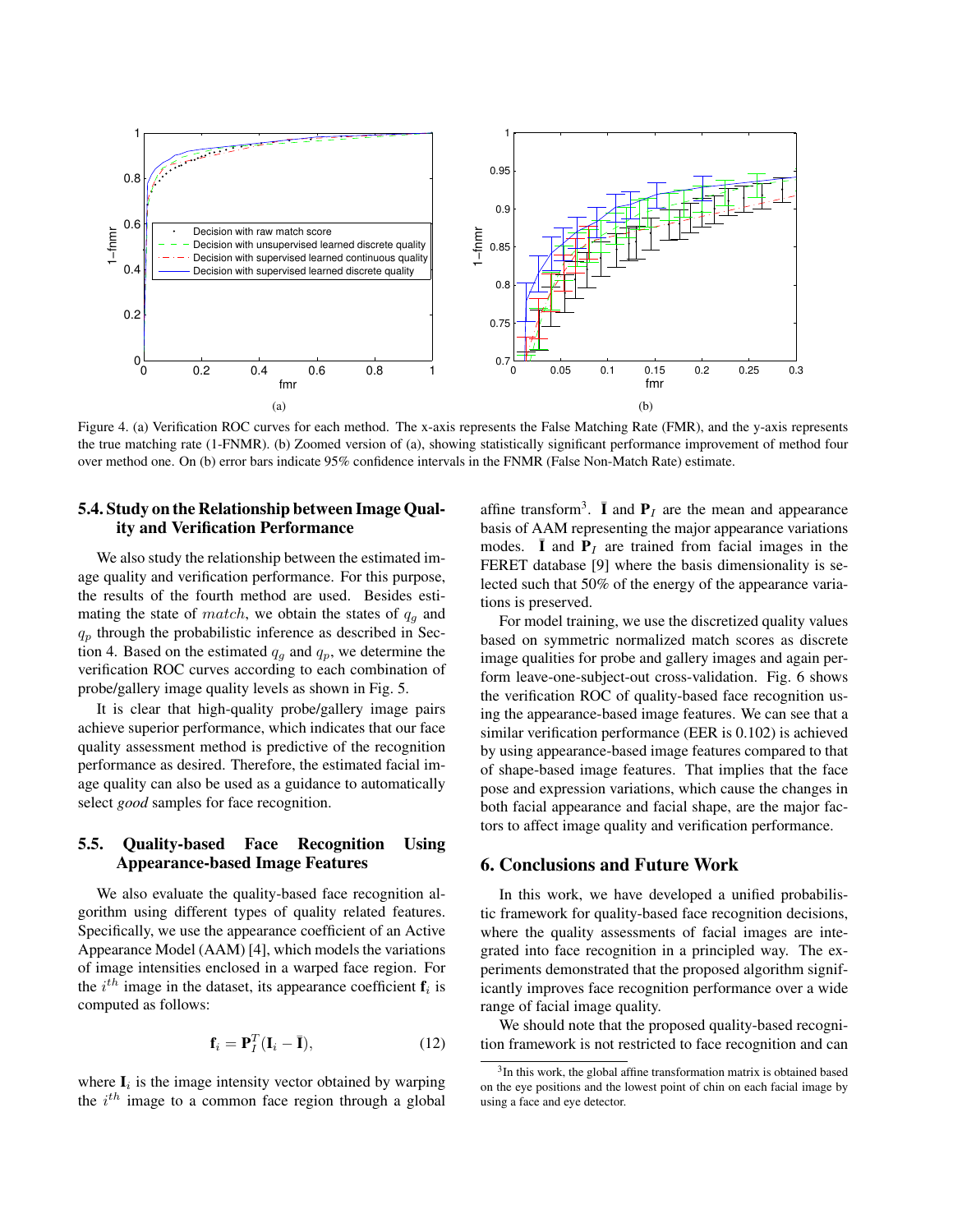Figure 4. (a) Verification ROC curves for each method. The x-axis represents the False Matching Rate (FMR), and the y-axis represents the true matching rate (1-FNMR). (b) Zoomed version of (a), showing statistically significant performance improvement of method four over method one. On (b) error bars indicate 95% confidence intervals in the FNMR (False Non-Match Rate) estimate.

### 5.4. Study on the Relationship between Image Quality and Verification Performance

We also study the relationship between the estimated image quality and verification performance. For this purpose, the results of the fourth method are used. Besides estimating the state of $match$, we obtain the states of $q_g$ and $q_p$ through the probabilistic inference as described in Section 4. Based on the estimated $q_g$ and $q_p$, we determine the verification ROC curves according to each combination of probe/gallery image quality levels as shown in Fig. 5.

It is clear that high-quality probe/gallery image pairs achieve superior performance, which indicates that our face quality assessment method is predictive of the recognition performance as desired. Therefore, the estimated facial image quality can also be used as a guidance to automatically select *good* samples for face recognition.

### 5.5. Quality-based Face Recognition Using Appearance-based Image Features

We also evaluate the quality-based face recognition algorithm using different types of quality related features. Specifically, we use the appearance coefficient of an Active Appearance Model (AAM) [4], which models the variations of image intensities enclosed in a warped face region. For the $i^{th}$ image in the dataset, its appearance coefficient $\mathbf{f}_i$ is computed as follows:

$$\mathbf{f}_i = \mathbf{P}_I^T(\mathbf{I}_i - \bar{\mathbf{I}}), \tag{12}$$

where $\mathbf{I}_i$ is the image intensity vector obtained by warping the $i^{th}$ image to a common face region through a global affine transform[3]. $\bar{\mathbf{I}}$ and $\mathbf{P}_I$ are the mean and appearance basis of AAM representing the major appearance variations modes. $\bar{\mathbf{I}}$ and $\mathbf{P}_I$ are trained from facial images in the FERET database [9] where the basis dimensionality is selected such that 50% of the energy of the appearance variations is preserved.

For model training, we use the discretized quality values based on symmetric normalized match scores as discrete image qualities for probe and gallery images and again perform leave-one-subject-out cross-validation. Fig. 6 shows the verification ROC of quality-based face recognition using the appearance-based image features. We can see that a similar verification performance (EER is 0.102) is achieved by using appearance-based image features compared to that of shape-based image features. That implies that the face pose and expression variations, which cause the changes in both facial appearance and facial shape, are the major factors to affect image quality and verification performance.

## 6. Conclusions and Future Work

In this work, we have developed a unified probabilistic framework for quality-based face recognition decisions, where the quality assessments of facial images are integrated into face recognition in a principled way. The experiments demonstrated that the proposed algorithm significantly improves face recognition performance over a wide range of facial image quality.

We should note that the proposed quality-based recognition framework is not restricted to face recognition and can

[3] In this work, the global affine transformation matrix is obtained based on the eye positions and the lowest point of chin on each facial image by using a face and eye detector.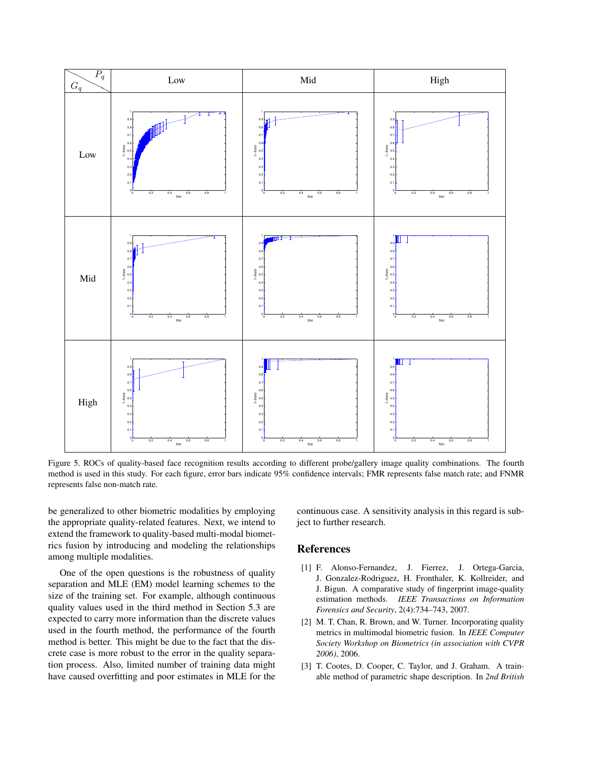Figure 5. ROCs of quality-based face recognition results according to different probe/gallery image quality combinations. The fourth method is used in this study. For each figure, error bars indicate 95% confidence intervals; FMR represents false match rate; and FNMR represents false non-match rate.

be generalized to other biometric modalities by employing the appropriate quality-related features. Next, we intend to extend the framework to quality-based multi-modal biometrics fusion by introducing and modeling the relationships among multiple modalities.

One of the open questions is the robustness of quality separation and MLE (EM) model learning schemes to the size of the training set. For example, although continuous quality values used in the third method in Section 5.3 are expected to carry more information than the discrete values used in the fourth method, the performance of the fourth method is better. This might be due to the fact that the discrete case is more robust to the error in the quality separation process. Also, limited number of training data might have caused overfitting and poor estimates in MLE for the continuous case. A sensitivity analysis in this regard is subject to further research.

## References

[1] F. Alonso-Fernandez, J. Fierrez, J. Ortega-Garcia, J. Gonzalez-Rodriguez, H. Fronthaler, K. Kollreider, and J. Bigun. A comparative study of fingerprint image-quality estimation methods. *IEEE Transactions on Information Forensics and Security*, 2(4):734–743, 2007.

[2] M. T. Chan, R. Brown, and W. Turner. Incorporating quality metrics in multimodal biometric fusion. In *IEEE Computer Society Workshop on Biometrics (in association with CVPR 2006)*, 2006.

[3] T. Cootes, D. Cooper, C. Taylor, and J. Graham. A trainable method of parametric shape description. In *2nd British*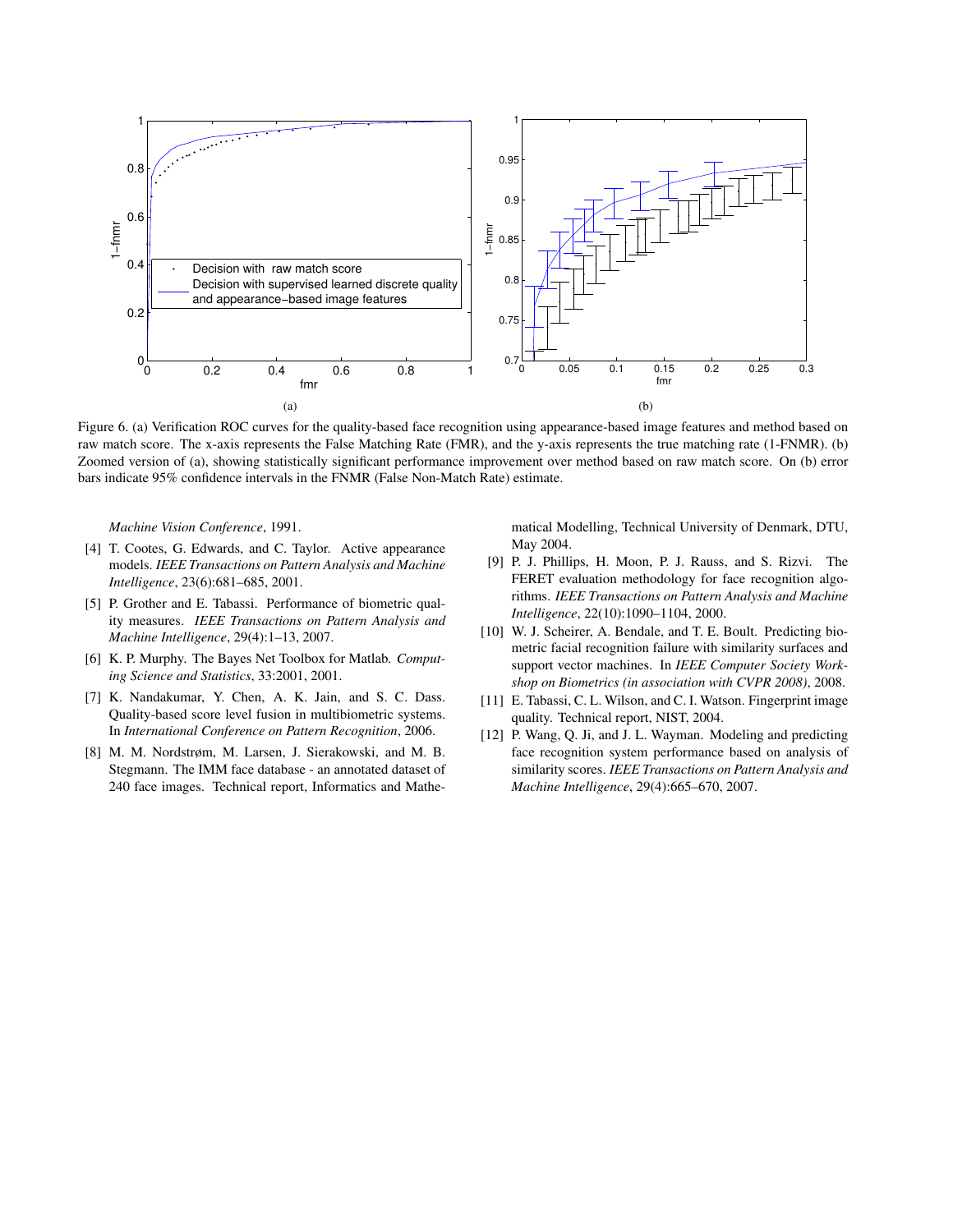1
0.8
0.6
0.4
0.2
0
1−fnmr
0
0.2
0.4
0.6
0.8
1
fmr

Decision with raw match score
Decision with supervised learned discrete quality and appearance−based image features

(a)

1
0.95
0.9
0.85
0.8
0.75
0.7
1−fnmr
0
0.05
0.1
0.15
0.2
0.25
0.3
fmr

(b)

Figure 6. (a) Verification ROC curves for the quality-based face recognition using appearance-based image features and method based on raw match score. The x-axis represents the False Matching Rate (FMR), and the y-axis represents the true matching rate (1-FNMR). (b) Zoomed version of (a), showing statistically significant performance improvement over method based on raw match score. On (b) error bars indicate 95% confidence intervals in the FNMR (False Non-Match Rate) estimate.

*Machine Vision Conference*, 1991.

[4] T. Cootes, G. Edwards, and C. Taylor. Active appearance models. *IEEE Transactions on Pattern Analysis and Machine Intelligence*, 23(6):681–685, 2001.

[5] P. Grother and E. Tabassi. Performance of biometric quality measures. *IEEE Transactions on Pattern Analysis and Machine Intelligence*, 29(4):1–13, 2007.

[6] K. P. Murphy. The Bayes Net Toolbox for Matlab. *Computing Science and Statistics*, 33:2001, 2001.

[7] K. Nandakumar, Y. Chen, A. K. Jain, and S. C. Dass. Quality-based score level fusion in multibiometric systems. In *International Conference on Pattern Recognition*, 2006.

[8] M. M. Nordstrøm, M. Larsen, J. Sierakowski, and M. B. Stegmann. The IMM face database - an annotated dataset of 240 face images. Technical report, Informatics and Mathematical Modelling, Technical University of Denmark, DTU, May 2004.

[9] P. J. Phillips, H. Moon, P. J. Rauss, and S. Rizvi. The FERET evaluation methodology for face recognition algorithms. *IEEE Transactions on Pattern Analysis and Machine Intelligence*, 22(10):1090–1104, 2000.

[10] W. J. Scheirer, A. Bendale, and T. E. Boult. Predicting biometric facial recognition failure with similarity surfaces and support vector machines. In *IEEE Computer Society Workshop on Biometrics (in association with CVPR 2008)*, 2008.

[11] E. Tabassi, C. L. Wilson, and C. I. Watson. Fingerprint image quality. Technical report, NIST, 2004.

[12] P. Wang, Q. Ji, and J. L. Wayman. Modeling and predicting face recognition system performance based on analysis of similarity scores. *IEEE Transactions on Pattern Analysis and Machine Intelligence*, 29(4):665–670, 2007.